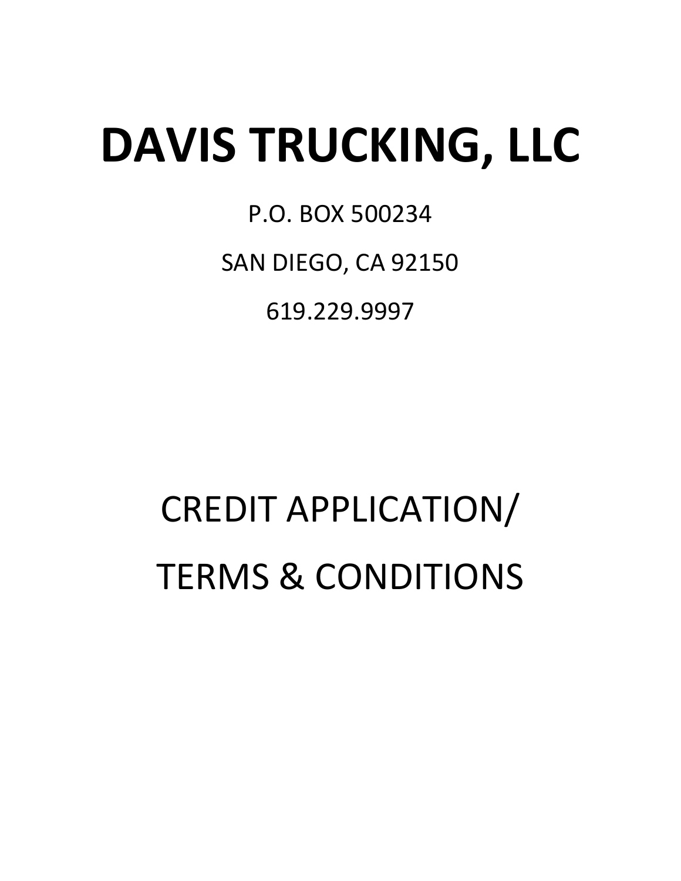# DAVIS TRUCKING, LLC

P.O. BOX 500234

SAN DIEGO, CA 92150

619.229.9997

## CREDIT APPLICATION/
## TERMS & CONDITIONS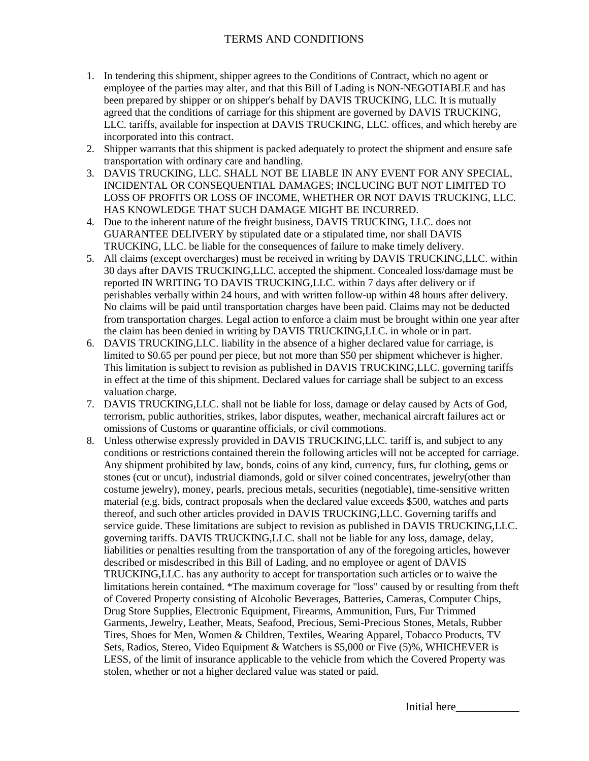# TERMS AND CONDITIONS

1. In tendering this shipment, shipper agrees to the Conditions of Contract, which no agent or employee of the parties may alter, and that this Bill of Lading is NON-NEGOTIABLE and has been prepared by shipper or on shipper's behalf by DAVIS TRUCKING, LLC. It is mutually agreed that the conditions of carriage for this shipment are governed by DAVIS TRUCKING, LLC. tariffs, available for inspection at DAVIS TRUCKING, LLC. offices, and which hereby are incorporated into this contract.
2. Shipper warrants that this shipment is packed adequately to protect the shipment and ensure safe transportation with ordinary care and handling.
3. DAVIS TRUCKING, LLC. SHALL NOT BE LIABLE IN ANY EVENT FOR ANY SPECIAL, INCIDENTAL OR CONSEQUENTIAL DAMAGES; INCLUCING BUT NOT LIMITED TO LOSS OF PROFITS OR LOSS OF INCOME, WHETHER OR NOT DAVIS TRUCKING, LLC. HAS KNOWLEDGE THAT SUCH DAMAGE MIGHT BE INCURRED.
4. Due to the inherent nature of the freight business, DAVIS TRUCKING, LLC. does not GUARANTEE DELIVERY by stipulated date or a stipulated time, nor shall DAVIS TRUCKING, LLC. be liable for the consequences of failure to make timely delivery.
5. All claims (except overcharges) must be received in writing by DAVIS TRUCKING,LLC. within 30 days after DAVIS TRUCKING,LLC. accepted the shipment. Concealed loss/damage must be reported IN WRITING TO DAVIS TRUCKING,LLC. within 7 days after delivery or if perishables verbally within 24 hours, and with written follow-up within 48 hours after delivery. No claims will be paid until transportation charges have been paid. Claims may not be deducted from transportation charges. Legal action to enforce a claim must be brought within one year after the claim has been denied in writing by DAVIS TRUCKING,LLC. in whole or in part.
6. DAVIS TRUCKING,LLC. liability in the absence of a higher declared value for carriage, is limited to $0.65 per pound per piece, but not more than $50 per shipment whichever is higher. This limitation is subject to revision as published in DAVIS TRUCKING,LLC. governing tariffs in effect at the time of this shipment. Declared values for carriage shall be subject to an excess valuation charge.
7. DAVIS TRUCKING,LLC. shall not be liable for loss, damage or delay caused by Acts of God, terrorism, public authorities, strikes, labor disputes, weather, mechanical aircraft failures act or omissions of Customs or quarantine officials, or civil commotions.
8. Unless otherwise expressly provided in DAVIS TRUCKING,LLC. tariff is, and subject to any conditions or restrictions contained therein the following articles will not be accepted for carriage. Any shipment prohibited by law, bonds, coins of any kind, currency, furs, fur clothing, gems or stones (cut or uncut), industrial diamonds, gold or silver coined concentrates, jewelry(other than costume jewelry), money, pearls, precious metals, securities (negotiable), time-sensitive written material (e.g. bids, contract proposals when the declared value exceeds $500, watches and parts thereof, and such other articles provided in DAVIS TRUCKING,LLC. Governing tariffs and service guide. These limitations are subject to revision as published in DAVIS TRUCKING,LLC. governing tariffs. DAVIS TRUCKING,LLC. shall not be liable for any loss, damage, delay, liabilities or penalties resulting from the transportation of any of the foregoing articles, however described or misdescribed in this Bill of Lading, and no employee or agent of DAVIS TRUCKING,LLC. has any authority to accept for transportation such articles or to waive the limitations herein contained. *The maximum coverage for "loss" caused by or resulting from theft of Covered Property consisting of Alcoholic Beverages, Batteries, Cameras, Computer Chips, Drug Store Supplies, Electronic Equipment, Firearms, Ammunition, Furs, Fur Trimmed Garments, Jewelry, Leather, Meats, Seafood, Precious, Semi-Precious Stones, Metals, Rubber Tires, Shoes for Men, Women & Children, Textiles, Wearing Apparel, Tobacco Products, TV Sets, Radios, Stereo, Video Equipment & Watchers is $5,000 or Five (5)%, WHICHEVER is LESS, of the limit of insurance applicable to the vehicle from which the Covered Property was stolen, whether or not a higher declared value was stated or paid.

Initial here___________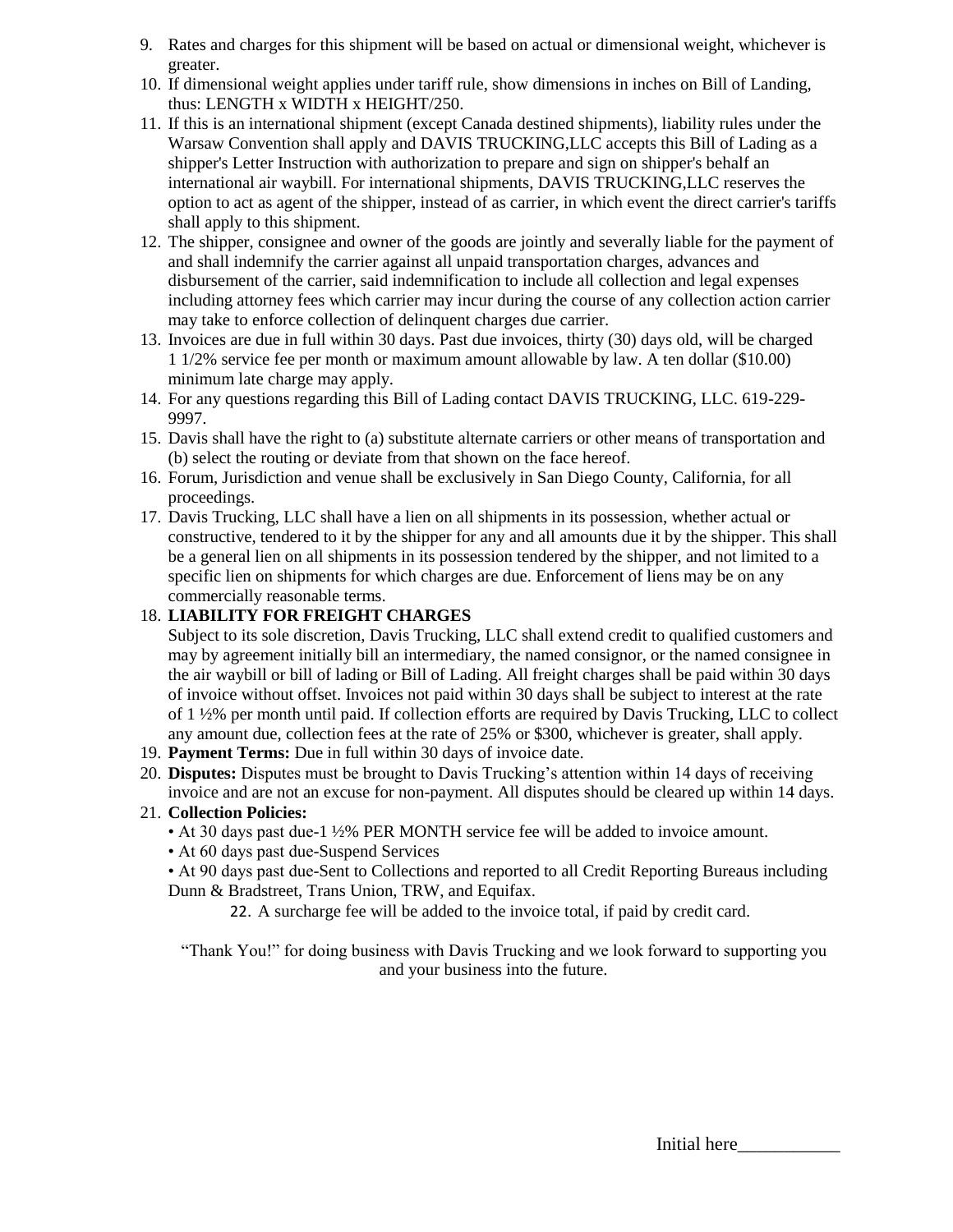9. Rates and charges for this shipment will be based on actual or dimensional weight, whichever is greater.
10. If dimensional weight applies under tariff rule, show dimensions in inches on Bill of Landing, thus: LENGTH x WIDTH x HEIGHT/250.
11. If this is an international shipment (except Canada destined shipments), liability rules under the Warsaw Convention shall apply and DAVIS TRUCKING,LLC accepts this Bill of Lading as a shipper's Letter Instruction with authorization to prepare and sign on shipper's behalf an international air waybill. For international shipments, DAVIS TRUCKING,LLC reserves the option to act as agent of the shipper, instead of as carrier, in which event the direct carrier's tariffs shall apply to this shipment.
12. The shipper, consignee and owner of the goods are jointly and severally liable for the payment of and shall indemnify the carrier against all unpaid transportation charges, advances and disbursement of the carrier, said indemnification to include all collection and legal expenses including attorney fees which carrier may incur during the course of any collection action carrier may take to enforce collection of delinquent charges due carrier.
13. Invoices are due in full within 30 days. Past due invoices, thirty (30) days old, will be charged 1 1/2% service fee per month or maximum amount allowable by law. A ten dollar ($10.00) minimum late charge may apply.
14. For any questions regarding this Bill of Lading contact DAVIS TRUCKING, LLC. 619-229-9997.
15. Davis shall have the right to (a) substitute alternate carriers or other means of transportation and (b) select the routing or deviate from that shown on the face hereof.
16. Forum, Jurisdiction and venue shall be exclusively in San Diego County, California, for all proceedings.
17. Davis Trucking, LLC shall have a lien on all shipments in its possession, whether actual or constructive, tendered to it by the shipper for any and all amounts due it by the shipper. This shall be a general lien on all shipments in its possession tendered by the shipper, and not limited to a specific lien on shipments for which charges are due. Enforcement of liens may be on any commercially reasonable terms.
18. **LIABILITY FOR FREIGHT CHARGES**
    Subject to its sole discretion, Davis Trucking, LLC shall extend credit to qualified customers and may by agreement initially bill an intermediary, the named consignor, or the named consignee in the air waybill or bill of lading or Bill of Lading. All freight charges shall be paid within 30 days of invoice without offset. Invoices not paid within 30 days shall be subject to interest at the rate of 1 ½% per month until paid. If collection efforts are required by Davis Trucking, LLC to collect any amount due, collection fees at the rate of 25% or $300, whichever is greater, shall apply.
19. **Payment Terms:** Due in full within 30 days of invoice date.
20. **Disputes:** Disputes must be brought to Davis Trucking's attention within 14 days of receiving invoice and are not an excuse for non-payment. All disputes should be cleared up within 14 days.
21. **Collection Policies:**
    - At 30 days past due-1 ½% PER MONTH service fee will be added to invoice amount.
    - At 60 days past due-Suspend Services
    - At 90 days past due-Sent to Collections and reported to all Credit Reporting Bureaus including Dunn & Bradstreet, Trans Union, TRW, and Equifax.
22. A surcharge fee will be added to the invoice total, if paid by credit card.

"Thank You!" for doing business with Davis Trucking and we look forward to supporting you and your business into the future.

Initial here___________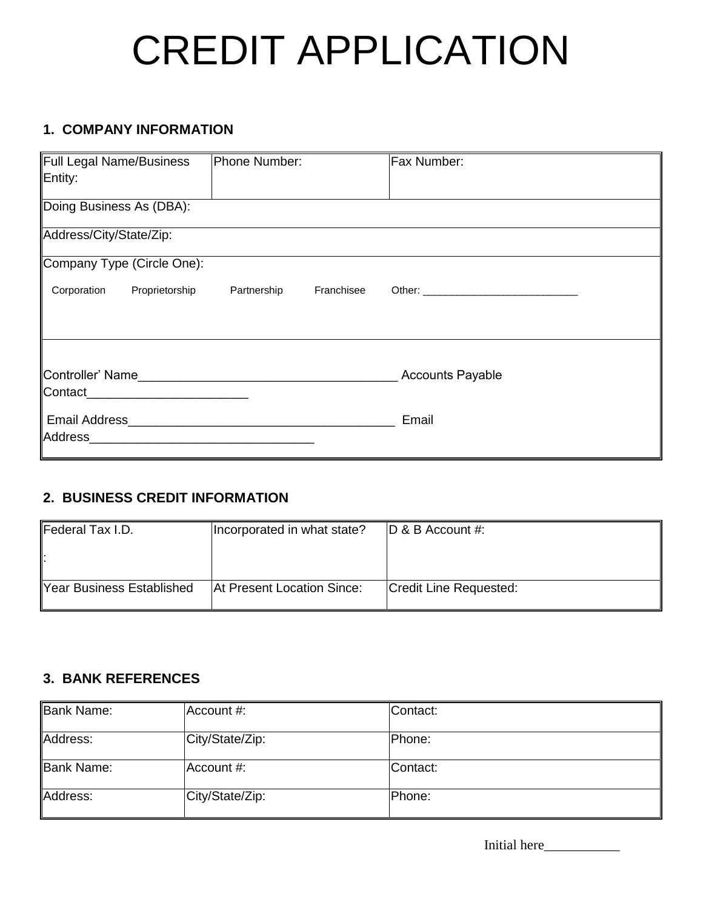# CREDIT APPLICATION

## 1. COMPANY INFORMATION

| Full Legal Name/Business Entity: | Phone Number: | Fax Number: |
|---|---|---|
| Doing Business As (DBA): | | |
| Address/City/State/Zip: | | |
| Company Type (Circle One): Corporation Proprietorship Partnership Franchisee Other: ___________________________ | | |
| Controller' Name_____________________________________ Accounts Payable Contact_______________________ Email Address_______________________________________ Email Address_________________________________ | | |

## 2. BUSINESS CREDIT INFORMATION

| Federal Tax I.D. : | Incorporated in what state? | D & B Account #: |
|---|---|---|
| Year Business Established | At Present Location Since: | Credit Line Requested: |

## 3. BANK REFERENCES

| Bank Name: | Account #: | Contact: |
|---|---|---|
| Address: | City/State/Zip: | Phone: |
| Bank Name: | Account #: | Contact: |
| Address: | City/State/Zip: | Phone: |

Initial here___________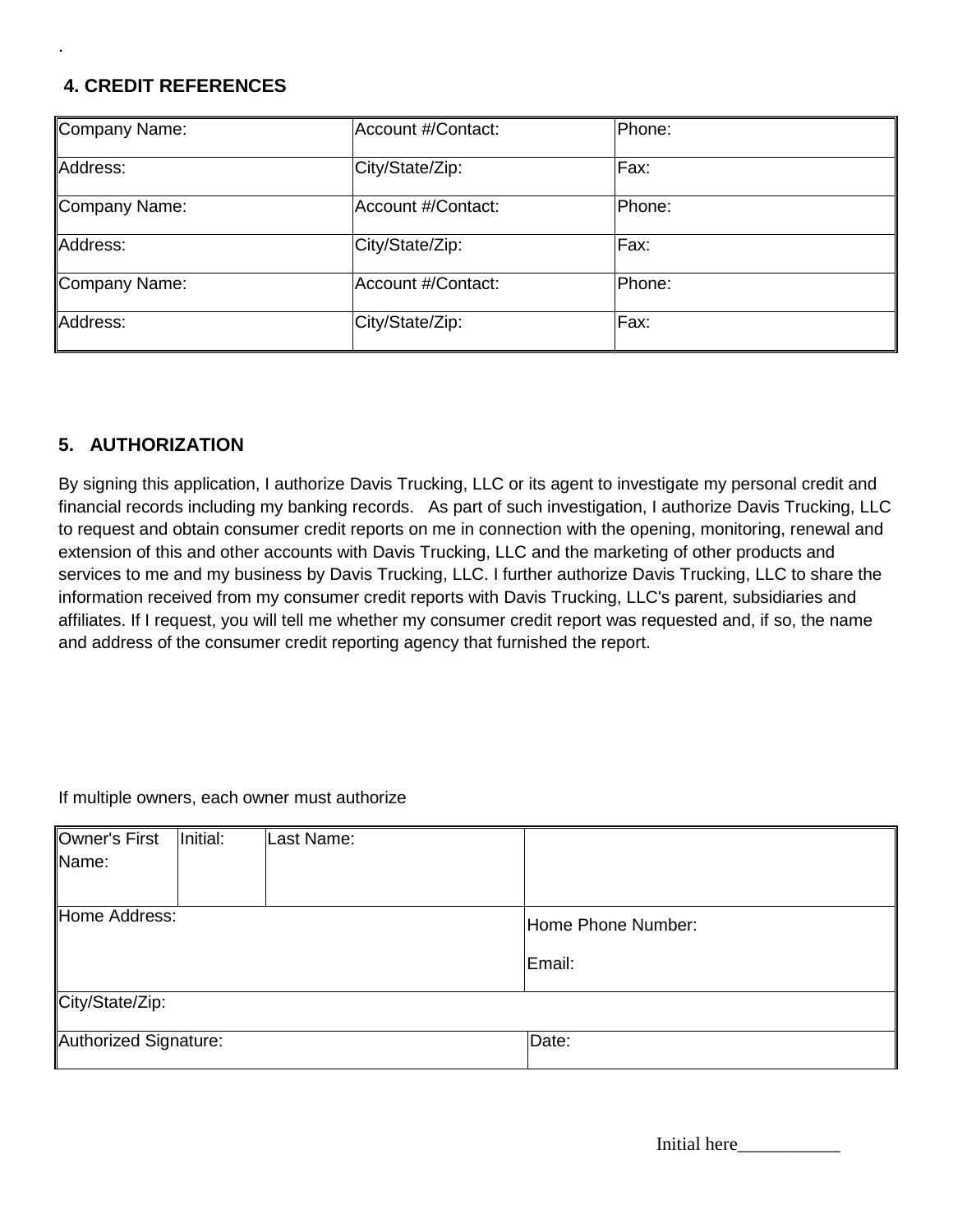.

### 4. CREDIT REFERENCES

| Company Name: | Account #/Contact: | Phone: |
|---|---|---|
| Address: | City/State/Zip: | Fax: |
| Company Name: | Account #/Contact: | Phone: |
| Address: | City/State/Zip: | Fax: |
| Company Name: | Account #/Contact: | Phone: |
| Address: | City/State/Zip: | Fax: |

### 5. AUTHORIZATION

By signing this application, I authorize Davis Trucking, LLC or its agent to investigate my personal credit and financial records including my banking records. As part of such investigation, I authorize Davis Trucking, LLC to request and obtain consumer credit reports on me in connection with the opening, monitoring, renewal and extension of this and other accounts with Davis Trucking, LLC and the marketing of other products and services to me and my business by Davis Trucking, LLC. I further authorize Davis Trucking, LLC to share the information received from my consumer credit reports with Davis Trucking, LLC's parent, subsidiaries and affiliates. If I request, you will tell me whether my consumer credit report was requested and, if so, the name and address of the consumer credit reporting agency that furnished the report.

If multiple owners, each owner must authorize

| Owner's First Name: | Initial: | Last Name: | |
|---|---|---|---|
| Home Address: | | | Home Phone Number: Email: |
| City/State/Zip: | | | |
| Authorized Signature: | | | Date: |

Initial here___________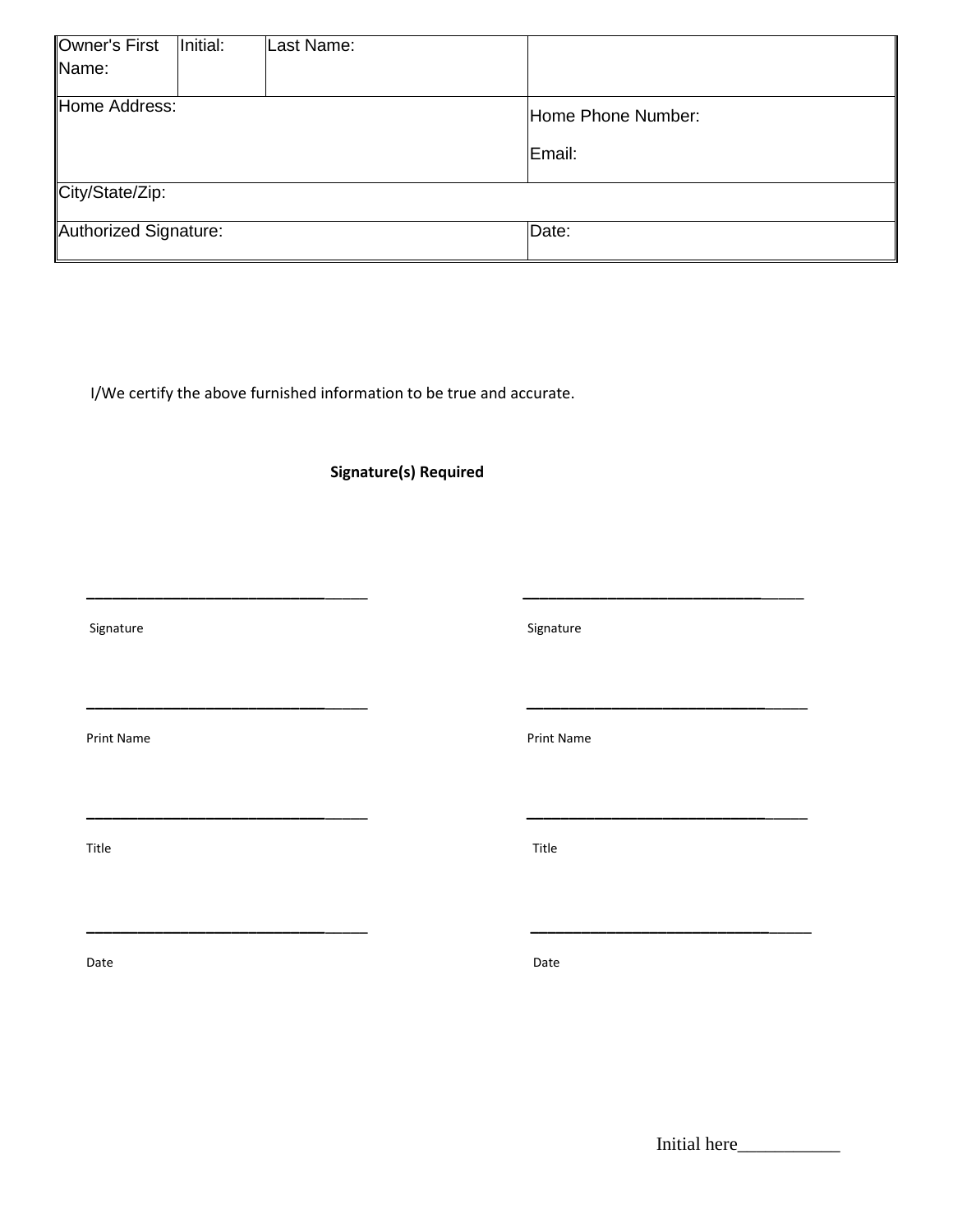| | | | |
|---|---|---|---|
| Owner's First Name: | Initial: | Last Name: | |
| Home Address: | | | Home Phone Number:<br><br>Email: |
| City/State/Zip: | | | |
| Authorized Signature: | | | Date: |

I/We certify the above furnished information to be true and accurate.

**Signature(s) Required**

_________________________________ _________________________________

Signature Signature

_________________________________ _________________________________

Print Name Print Name

_________________________________ _________________________________

Title Title

_________________________________ _________________________________

Date Date

Initial here___________